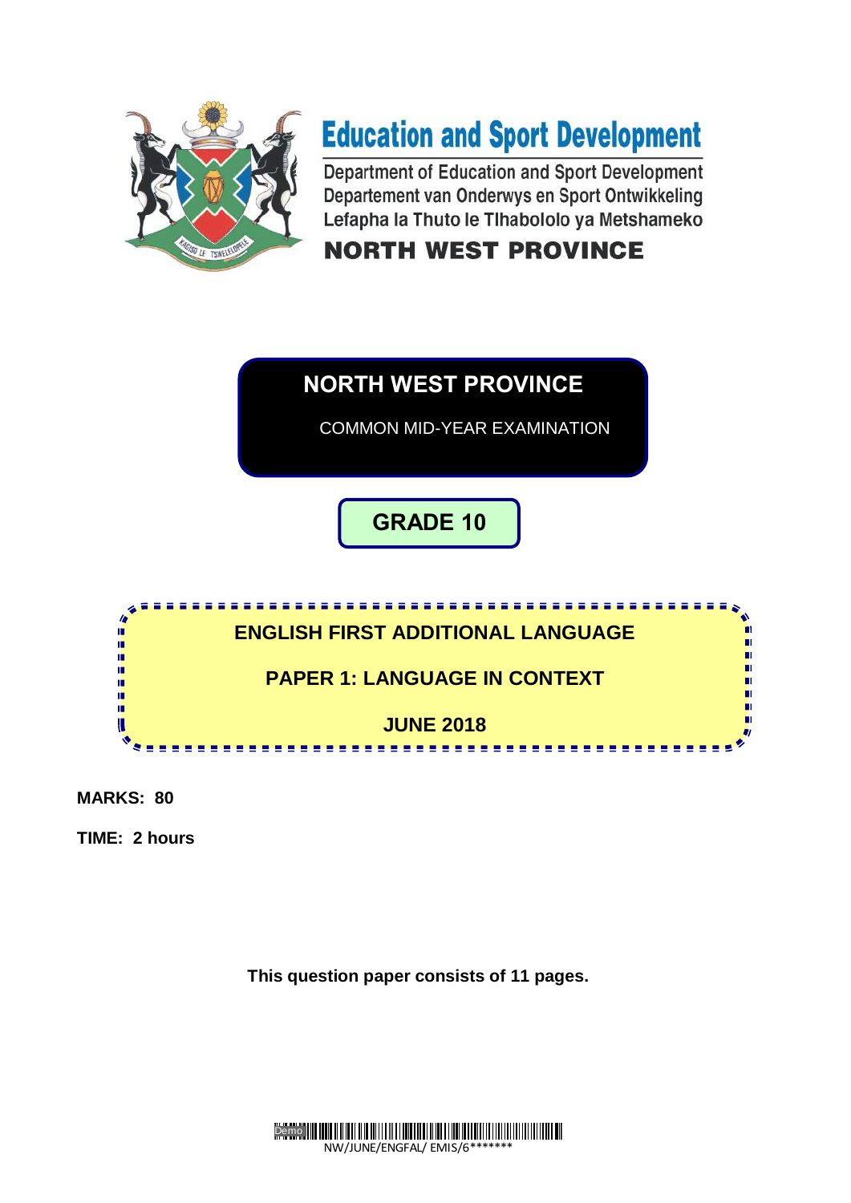# Education and Sport Development

Department of Education and Sport Development
Departement van Onderwys en Sport Ontwikkeling
Lefapha la Thuto le Tlhabololo ya Metshameko

**NORTH WEST PROVINCE**

## NORTH WEST PROVINCE

COMMON MID-YEAR EXAMINATION

## GRADE 10

**ENGLISH FIRST ADDITIONAL LANGUAGE**

**PAPER 1: LANGUAGE IN CONTEXT**

**JUNE 2018**

**MARKS: 80**

**TIME: 2 hours**

**This question paper consists of 11 pages.**

NW/JUNE/ENGFAL/ EMIS/6*******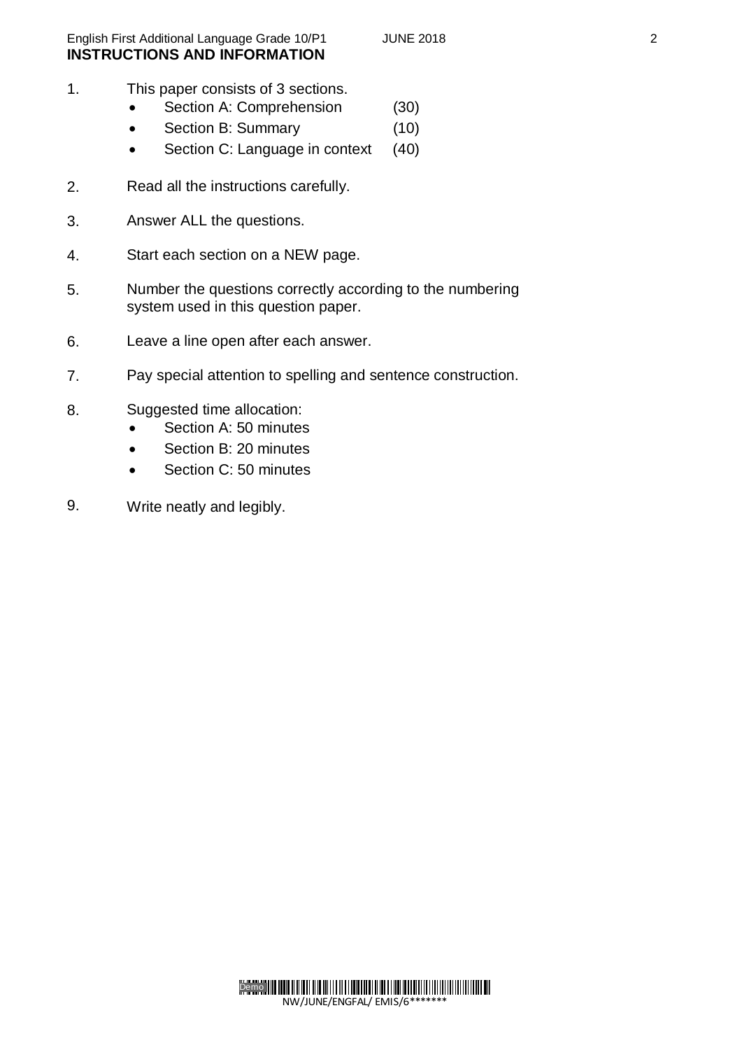## INSTRUCTIONS AND INFORMATION

1. This paper consists of 3 sections.
   - Section A: Comprehension (30)
   - Section B: Summary (10)
   - Section C: Language in context (40)

2. Read all the instructions carefully.

3. Answer ALL the questions.

4. Start each section on a NEW page.

5. Number the questions correctly according to the numbering system used in this question paper.

6. Leave a line open after each answer.

7. Pay special attention to spelling and sentence construction.

8. Suggested time allocation:
   - Section A: 50 minutes
   - Section B: 20 minutes
   - Section C: 50 minutes

9. Write neatly and legibly.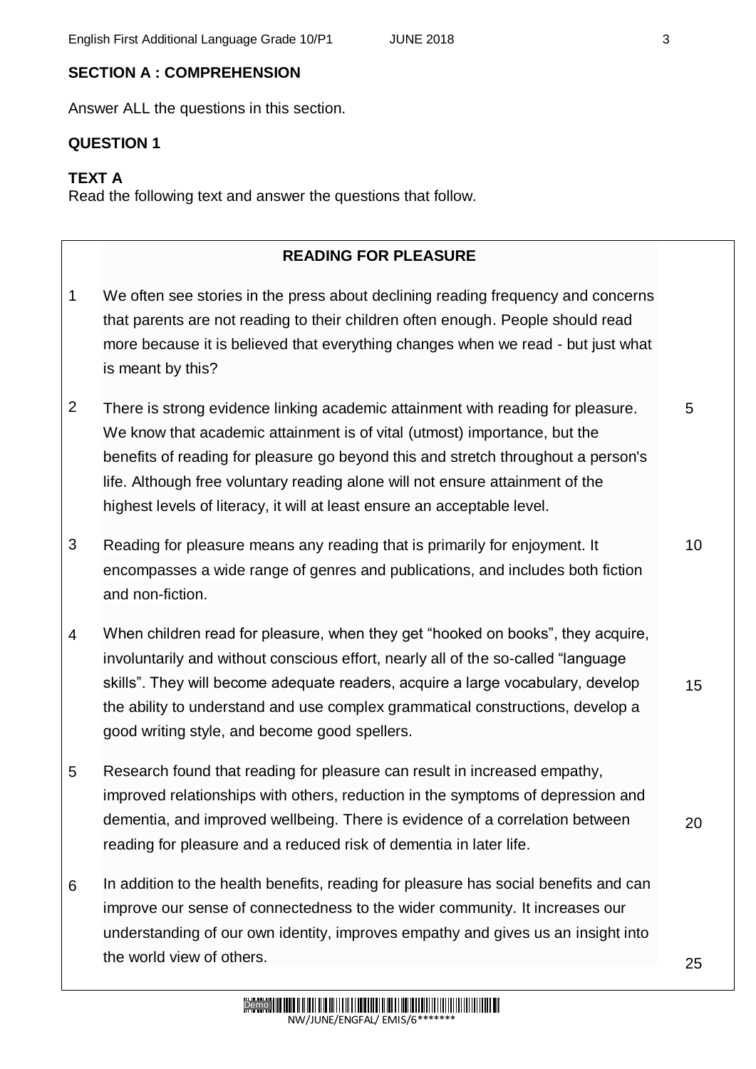## SECTION A : COMPREHENSION

Answer ALL the questions in this section.

### QUESTION 1

**TEXT A**
Read the following text and answer the questions that follow.

**READING FOR PLEASURE**

1 We often see stories in the press about declining reading frequency and concerns that parents are not reading to their children often enough. People should read more because it is believed that everything changes when we read - but just what is meant by this?

2 There is strong evidence linking academic attainment with reading for pleasure. We know that academic attainment is of vital (utmost) importance, but the benefits of reading for pleasure go beyond this and stretch throughout a person's life. Although free voluntary reading alone will not ensure attainment of the highest levels of literacy, it will at least ensure an acceptable level. 5

3 Reading for pleasure means any reading that is primarily for enjoyment. It encompasses a wide range of genres and publications, and includes both fiction and non-fiction. 10

4 When children read for pleasure, when they get "hooked on books", they acquire, involuntarily and without conscious effort, nearly all of the so-called "language skills". They will become adequate readers, acquire a large vocabulary, develop the ability to understand and use complex grammatical constructions, develop a good writing style, and become good spellers. 15

5 Research found that reading for pleasure can result in increased empathy, improved relationships with others, reduction in the symptoms of depression and dementia, and improved wellbeing. There is evidence of a correlation between reading for pleasure and a reduced risk of dementia in later life. 20

6 In addition to the health benefits, reading for pleasure has social benefits and can improve our sense of connectedness to the wider community. It increases our understanding of our own identity, improves empathy and gives us an insight into the world view of others. 25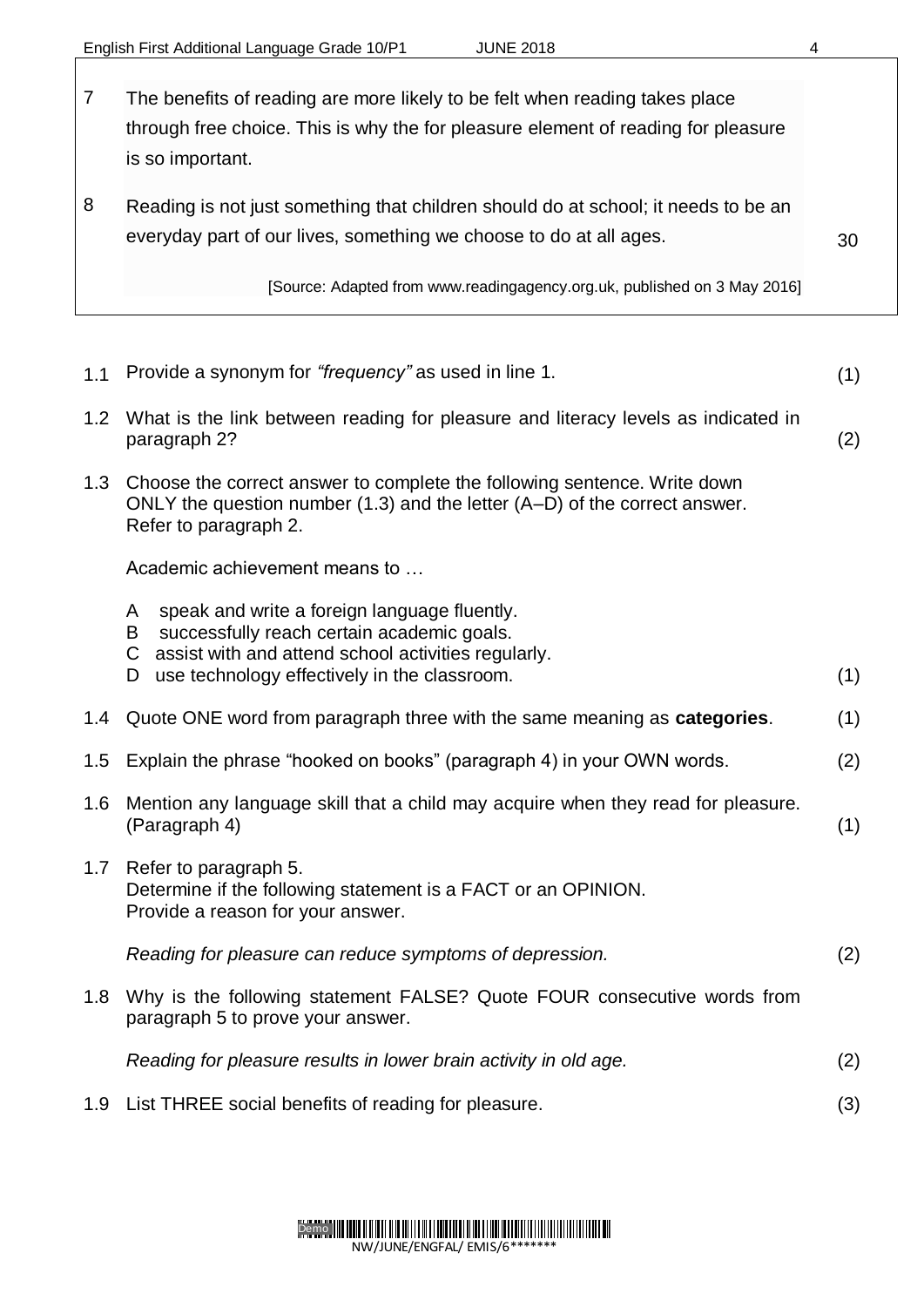7 The benefits of reading are more likely to be felt when reading takes place through free choice. This is why the for pleasure element of reading for pleasure is so important.

8 Reading is not just something that children should do at school; it needs to be an everyday part of our lives, something we choose to do at all ages. 30

[Source: Adapted from www.readingagency.org.uk, published on 3 May 2016]

1.1 Provide a synonym for *"frequency"* as used in line 1. (1)

1.2 What is the link between reading for pleasure and literacy levels as indicated in paragraph 2? (2)

1.3 Choose the correct answer to complete the following sentence. Write down ONLY the question number (1.3) and the letter (A–D) of the correct answer. Refer to paragraph 2.

Academic achievement means to …

- A speak and write a foreign language fluently.
- B successfully reach certain academic goals.
- C assist with and attend school activities regularly.
- D use technology effectively in the classroom. (1)

1.4 Quote ONE word from paragraph three with the same meaning as **categories**. (1)

1.5 Explain the phrase "hooked on books" (paragraph 4) in your OWN words. (2)

1.6 Mention any language skill that a child may acquire when they read for pleasure. (Paragraph 4) (1)

1.7 Refer to paragraph 5.
Determine if the following statement is a FACT or an OPINION.
Provide a reason for your answer.

*Reading for pleasure can reduce symptoms of depression.* (2)

1.8 Why is the following statement FALSE? Quote FOUR consecutive words from paragraph 5 to prove your answer.

*Reading for pleasure results in lower brain activity in old age.* (2)

1.9 List THREE social benefits of reading for pleasure. (3)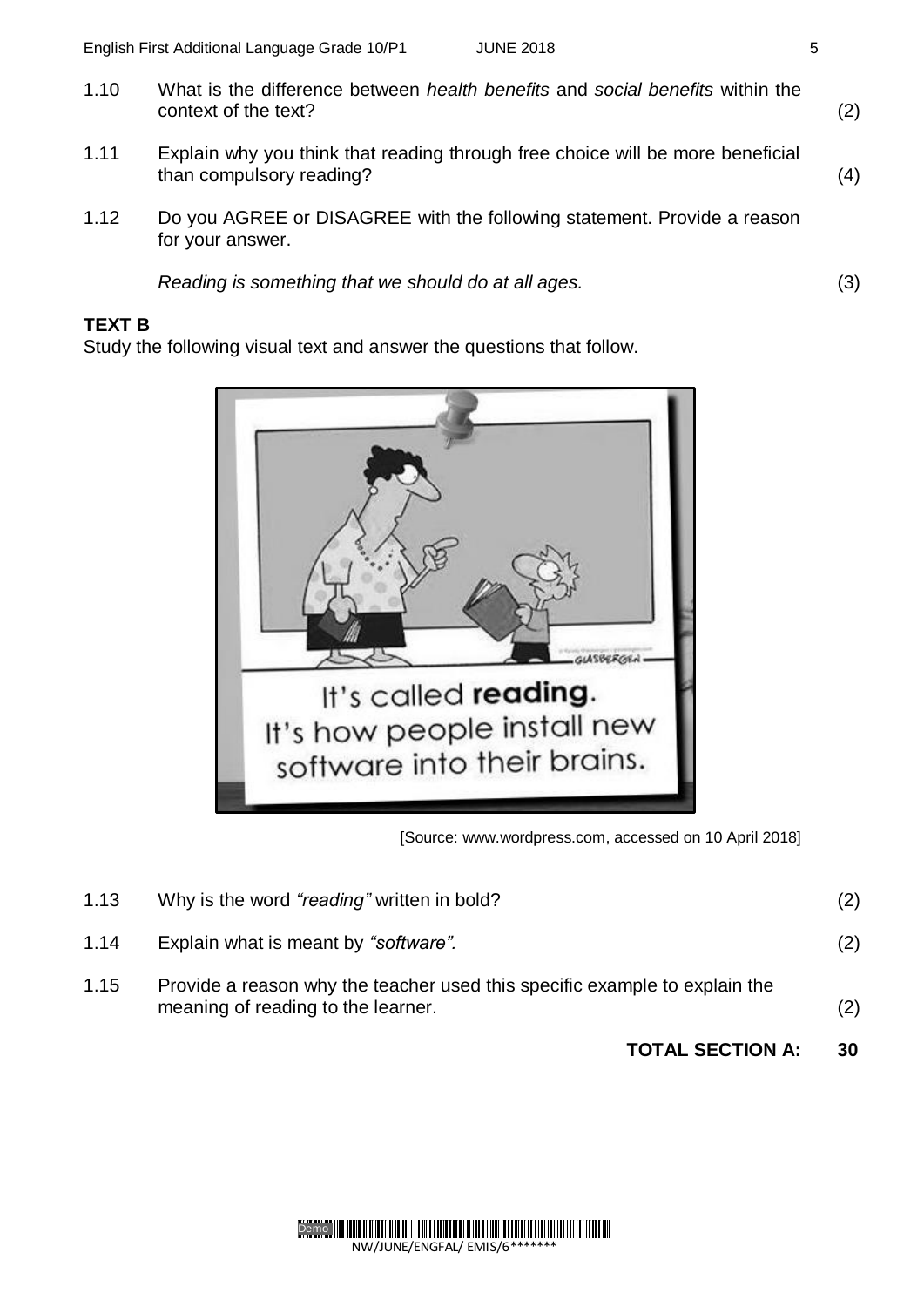1.10 What is the difference between *health benefits* and *social benefits* within the context of the text? (2)

1.11 Explain why you think that reading through free choice will be more beneficial than compulsory reading? (4)

1.12 Do you AGREE or DISAGREE with the following statement. Provide a reason for your answer.

*Reading is something that we should do at all ages.* (3)

**TEXT B**

Study the following visual text and answer the questions that follow.

It's called **reading**.
It's how people install new software into their brains.

[Source: www.wordpress.com, accessed on 10 April 2018]

1.13 Why is the word *"reading"* written in bold? (2)

1.14 Explain what is meant by *"software".* (2)

1.15 Provide a reason why the teacher used this specific example to explain the meaning of reading to the learner. (2)

**TOTAL SECTION A: 30**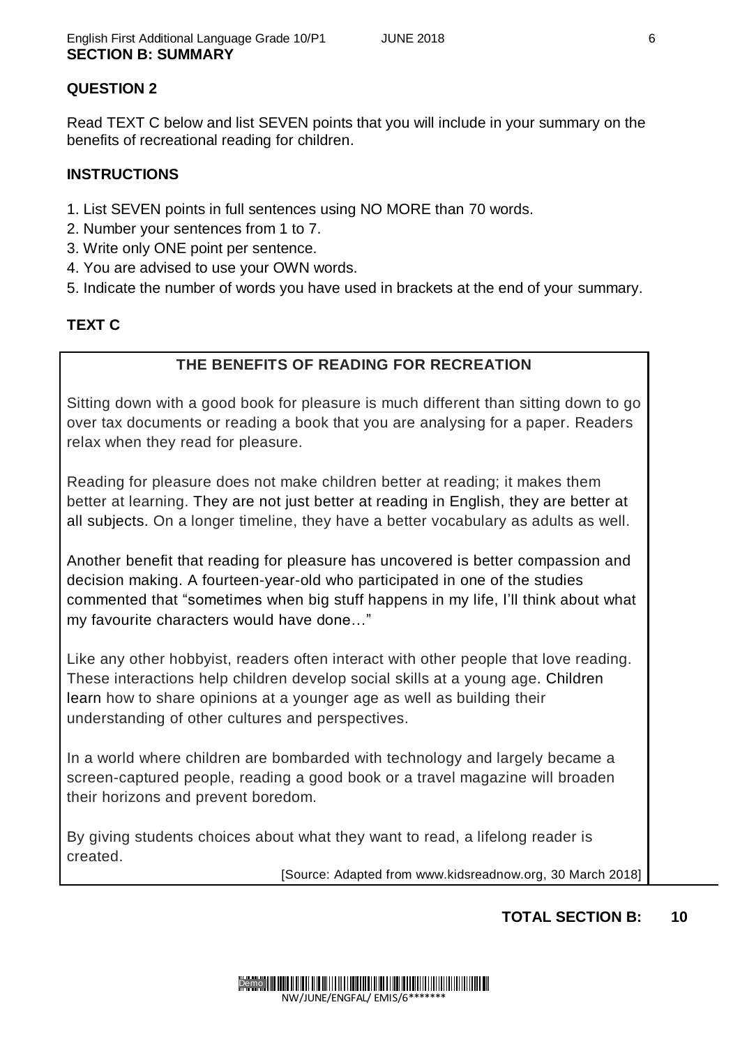## SECTION B: SUMMARY

### QUESTION 2

Read TEXT C below and list SEVEN points that you will include in your summary on the benefits of recreational reading for children.

### INSTRUCTIONS

1. List SEVEN points in full sentences using NO MORE than 70 words.
2. Number your sentences from 1 to 7.
3. Write only ONE point per sentence.
4. You are advised to use your OWN words.
5. Indicate the number of words you have used in brackets at the end of your summary.

### TEXT C

**THE BENEFITS OF READING FOR RECREATION**

Sitting down with a good book for pleasure is much different than sitting down to go over tax documents or reading a book that you are analysing for a paper. Readers relax when they read for pleasure.

Reading for pleasure does not make children better at reading; it makes them better at learning. They are not just better at reading in English, they are better at all subjects. On a longer timeline, they have a better vocabulary as adults as well.

Another benefit that reading for pleasure has uncovered is better compassion and decision making. A fourteen-year-old who participated in one of the studies commented that "sometimes when big stuff happens in my life, I'll think about what my favourite characters would have done…"

Like any other hobbyist, readers often interact with other people that love reading. These interactions help children develop social skills at a young age. Children learn how to share opinions at a younger age as well as building their understanding of other cultures and perspectives.

In a world where children are bombarded with technology and largely became a screen-captured people, reading a good book or a travel magazine will broaden their horizons and prevent boredom.

By giving students choices about what they want to read, a lifelong reader is created.

[Source: Adapted from www.kidsreadnow.org, 30 March 2018]

**TOTAL SECTION B: 10**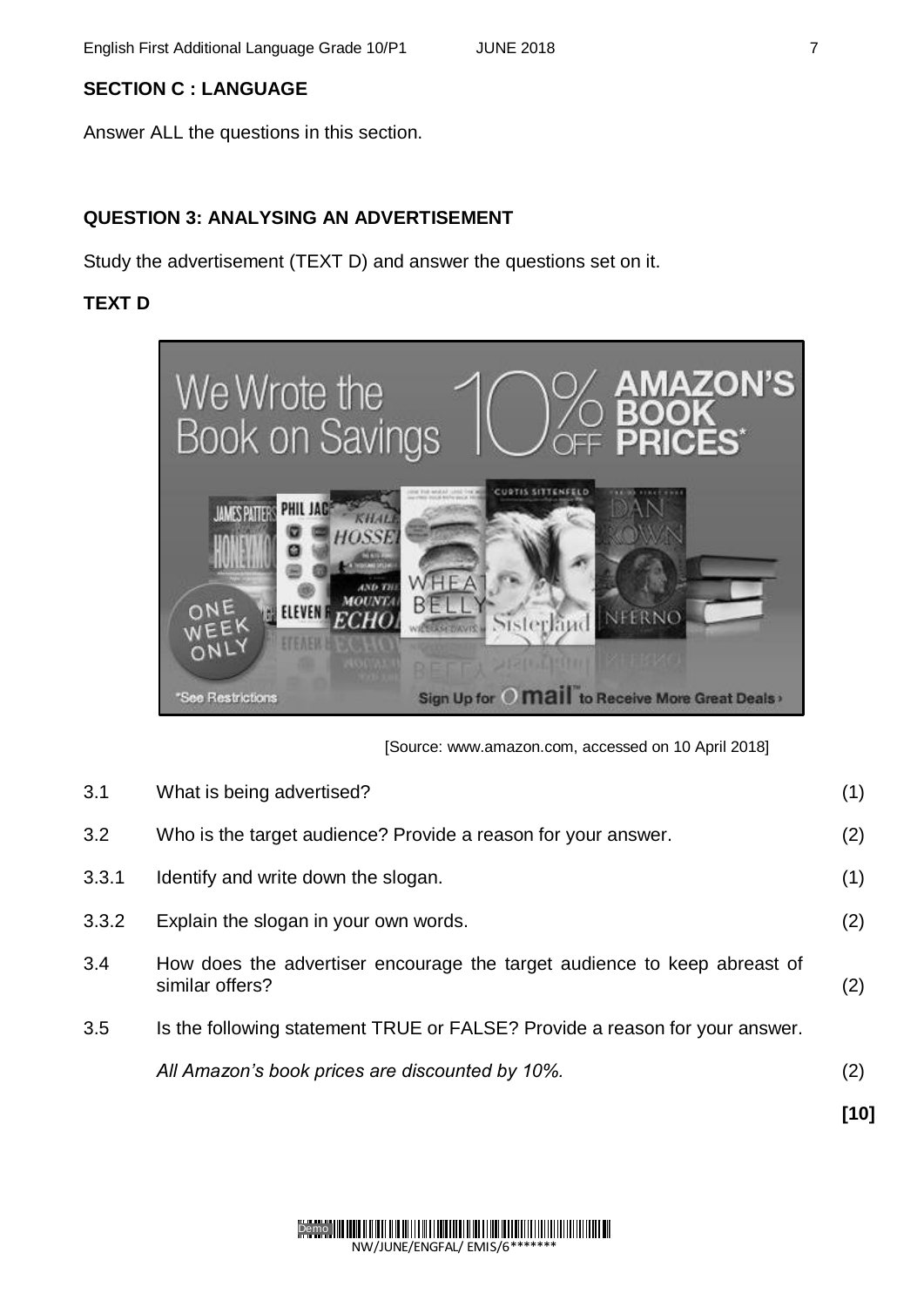## SECTION C : LANGUAGE

Answer ALL the questions in this section.

### QUESTION 3: ANALYSING AN ADVERTISEMENT

Study the advertisement (TEXT D) and answer the questions set on it.

**TEXT D**

[Source: www.amazon.com, accessed on 10 April 2018]

| | | |
|---|---|---|
| 3.1 | What is being advertised? | (1) |
| 3.2 | Who is the target audience? Provide a reason for your answer. | (2) |
| 3.3.1 | Identify and write down the slogan. | (1) |
| 3.3.2 | Explain the slogan in your own words. | (2) |
| 3.4 | How does the advertiser encourage the target audience to keep abreast of similar offers? | (2) |
| 3.5 | Is the following statement TRUE or FALSE? Provide a reason for your answer. *All Amazon's book prices are discounted by 10%.* | (2) |

**[10]**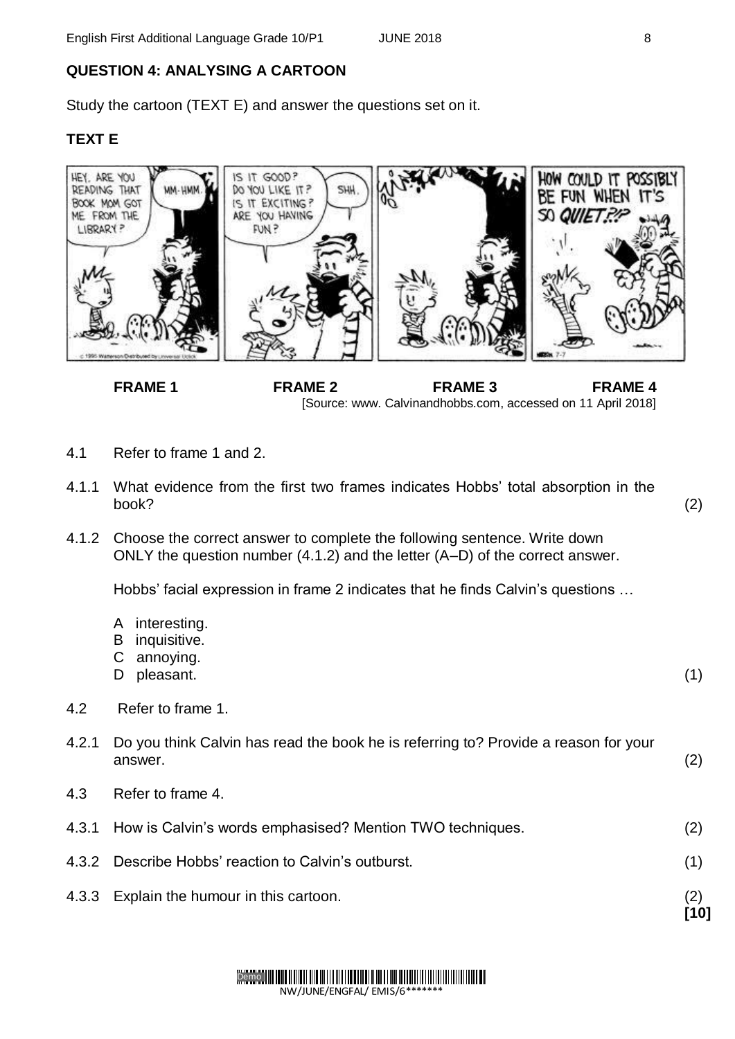## QUESTION 4: ANALYSING A CARTOON

Study the cartoon (TEXT E) and answer the questions set on it.

### TEXT E

**FRAME 1** **FRAME 2** **FRAME 3** **FRAME 4**

[Source: www. Calvinandhobbs.com, accessed on 11 April 2018]

4.1 Refer to frame 1 and 2.

4.1.1 What evidence from the first two frames indicates Hobbs' total absorption in the book? (2)

4.1.2 Choose the correct answer to complete the following sentence. Write down ONLY the question number (4.1.2) and the letter (A–D) of the correct answer.

Hobbs' facial expression in frame 2 indicates that he finds Calvin's questions …

- A interesting.
- B inquisitive.
- C annoying.
- D pleasant. (1)

4.2 Refer to frame 1.

4.2.1 Do you think Calvin has read the book he is referring to? Provide a reason for your answer. (2)

4.3 Refer to frame 4.

4.3.1 How is Calvin's words emphasised? Mention TWO techniques. (2)

4.3.2 Describe Hobbs' reaction to Calvin's outburst. (1)

4.3.3 Explain the humour in this cartoon. (2)

**[10]**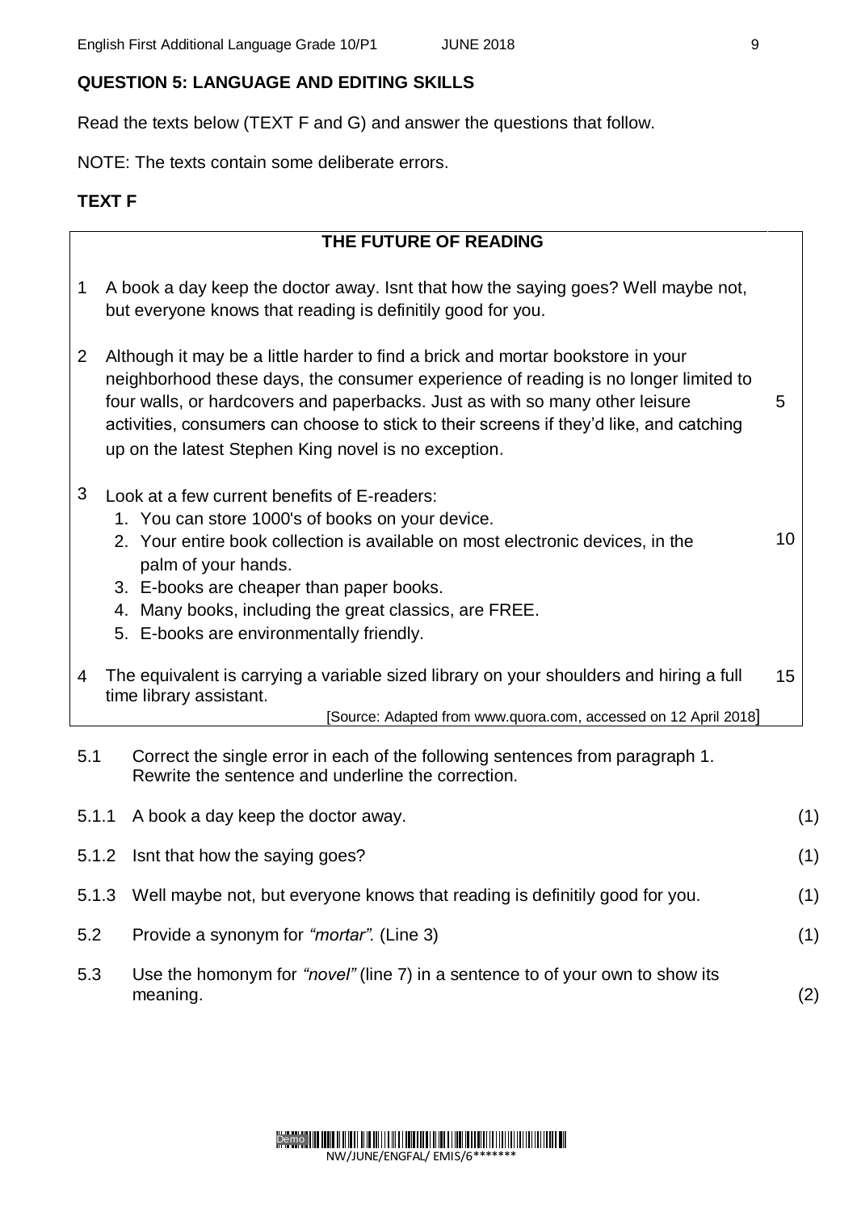## QUESTION 5: LANGUAGE AND EDITING SKILLS

Read the texts below (TEXT F and G) and answer the questions that follow.

NOTE: The texts contain some deliberate errors.

### TEXT F

**THE FUTURE OF READING**

1 A book a day keep the doctor away. Isnt that how the saying goes? Well maybe not, but everyone knows that reading is definitily good for you.

2 Although it may be a little harder to find a brick and mortar bookstore in your neighborhood these days, the consumer experience of reading is no longer limited to four walls, or hardcovers and paperbacks. Just as with so many other leisure activities, consumers can choose to stick to their screens if they'd like, and catching up on the latest Stephen King novel is no exception. 5

3 Look at a few current benefits of E-readers:

1. You can store 1000's of books on your device.
2. Your entire book collection is available on most electronic devices, in the palm of your hands. 10
3. E-books are cheaper than paper books.
4. Many books, including the great classics, are FREE.
5. E-books are environmentally friendly.

4 The equivalent is carrying a variable sized library on your shoulders and hiring a full time library assistant. 15

[Source: Adapted from www.quora.com, accessed on 12 April 2018]

5.1 Correct the single error in each of the following sentences from paragraph 1. Rewrite the sentence and underline the correction.

5.1.1 A book a day keep the doctor away. (1)

5.1.2 Isnt that how the saying goes? (1)

5.1.3 Well maybe not, but everyone knows that reading is definitily good for you. (1)

5.2 Provide a synonym for *"mortar".* (Line 3) (1)

5.3 Use the homonym for *"novel"* (line 7) in a sentence to of your own to show its meaning. (2)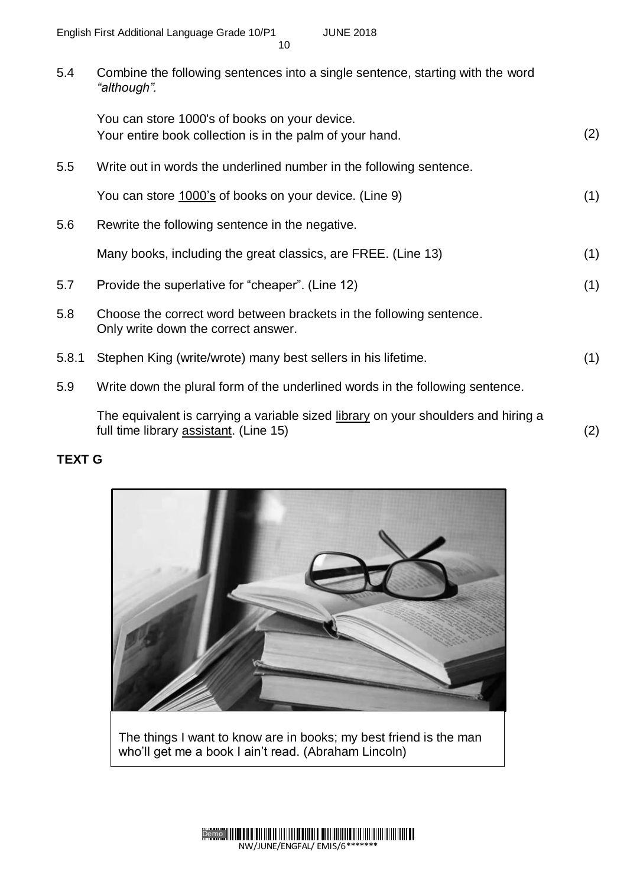5.4 Combine the following sentences into a single sentence, starting with the word *"although".*

You can store 1000's of books on your device.
Your entire book collection is in the palm of your hand. (2)

5.5 Write out in words the underlined number in the following sentence.

You can store <u>1000's</u> of books on your device. (Line 9) (1)

5.6 Rewrite the following sentence in the negative.

Many books, including the great classics, are FREE. (Line 13) (1)

5.7 Provide the superlative for "cheaper". (Line 12) (1)

5.8 Choose the correct word between brackets in the following sentence. Only write down the correct answer.

5.8.1 Stephen King (write/wrote) many best sellers in his lifetime. (1)

5.9 Write down the plural form of the underlined words in the following sentence.

The equivalent is carrying a variable sized <u>library</u> on your shoulders and hiring a full time library <u>assistant</u>. (Line 15) (2)

**TEXT G**

The things I want to know are in books; my best friend is the man who'll get me a book I ain't read. (Abraham Lincoln)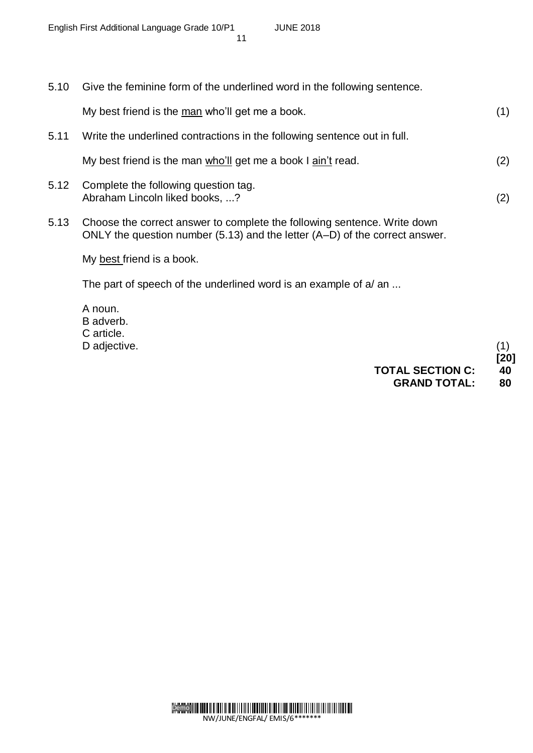5.10 Give the feminine form of the underlined word in the following sentence.

My best friend is the <u>man</u> who'll get me a book. (1)

5.11 Write the underlined contractions in the following sentence out in full.

My best friend is the man <u>who'll</u> get me a book I <u>ain't</u> read. (2)

5.12 Complete the following question tag.
Abraham Lincoln liked books, ...? (2)

5.13 Choose the correct answer to complete the following sentence. Write down ONLY the question number (5.13) and the letter (A–D) of the correct answer.

My <u>best</u> friend is a book.

The part of speech of the underlined word is an example of a/ an ...

A noun.
B adverb.
C article.
D adjective. (1)

**[20]**

**TOTAL SECTION C: 40**

**GRAND TOTAL: 80**